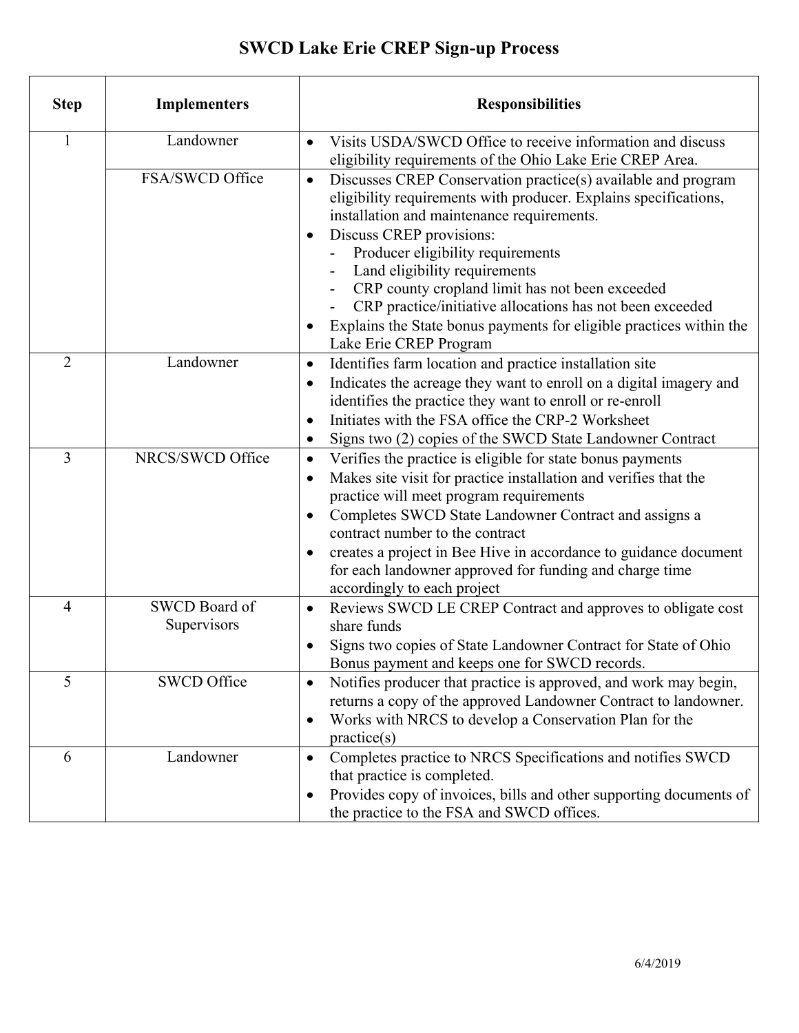# SWCD Lake Erie CREP Sign-up Process

| Step | Implementers | Responsibilities |
|---|---|---|
| 1 | Landowner | • Visits USDA/SWCD Office to receive information and discuss eligibility requirements of the Ohio Lake Erie CREP Area. |
| | FSA/SWCD Office | • Discusses CREP Conservation practice(s) available and program eligibility requirements with producer. Explains specifications, installation and maintenance requirements.<br>• Discuss CREP provisions:<br>- Producer eligibility requirements<br>- Land eligibility requirements<br>- CRP county cropland limit has not been exceeded<br>- CRP practice/initiative allocations has not been exceeded<br>• Explains the State bonus payments for eligible practices within the Lake Erie CREP Program |
| 2 | Landowner | • Identifies farm location and practice installation site<br>• Indicates the acreage they want to enroll on a digital imagery and identifies the practice they want to enroll or re-enroll<br>• Initiates with the FSA office the CRP-2 Worksheet<br>• Signs two (2) copies of the SWCD State Landowner Contract |
| 3 | NRCS/SWCD Office | • Verifies the practice is eligible for state bonus payments<br>• Makes site visit for practice installation and verifies that the practice will meet program requirements<br>• Completes SWCD State Landowner Contract and assigns a contract number to the contract<br>• creates a project in Bee Hive in accordance to guidance document for each landowner approved for funding and charge time accordingly to each project |
| 4 | SWCD Board of Supervisors | • Reviews SWCD LE CREP Contract and approves to obligate cost share funds<br>• Signs two copies of State Landowner Contract for State of Ohio Bonus payment and keeps one for SWCD records. |
| 5 | SWCD Office | • Notifies producer that practice is approved, and work may begin, returns a copy of the approved Landowner Contract to landowner.<br>• Works with NRCS to develop a Conservation Plan for the practice(s) |
| 6 | Landowner | • Completes practice to NRCS Specifications and notifies SWCD that practice is completed.<br>• Provides copy of invoices, bills and other supporting documents of the practice to the FSA and SWCD offices. |

6/4/2019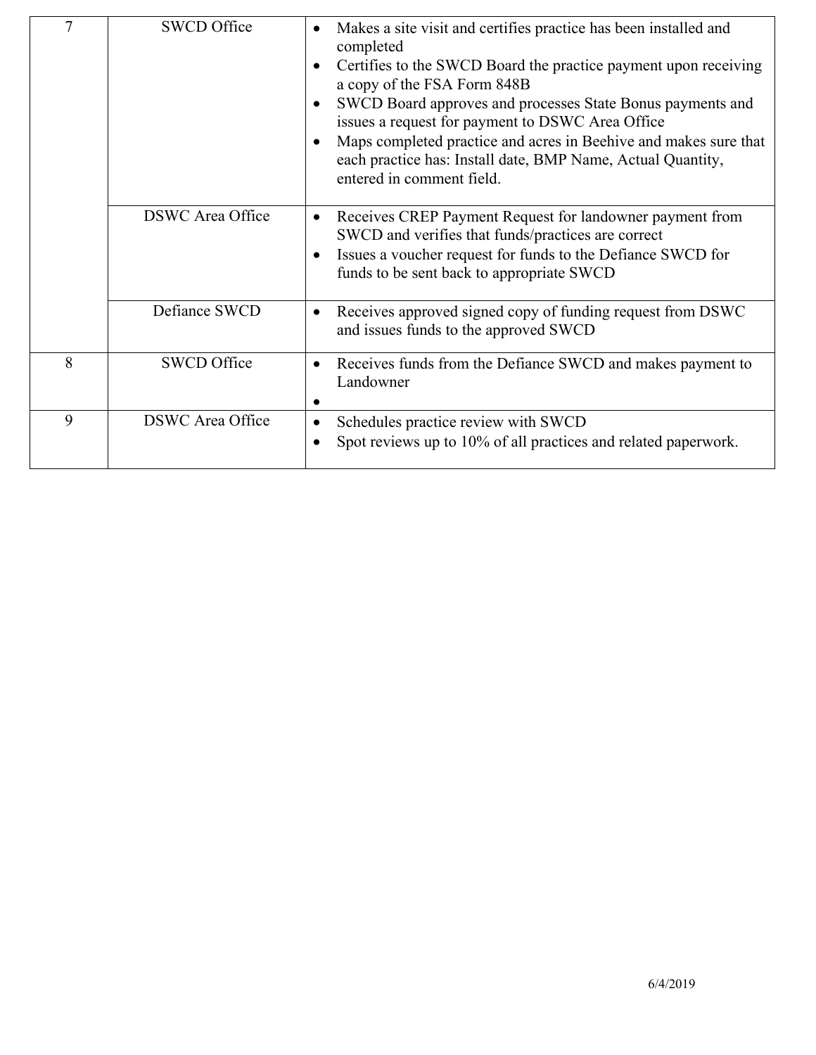| | | |
|---|---|---|
| 7 | SWCD Office | • Makes a site visit and certifies practice has been installed and completed<br>• Certifies to the SWCD Board the practice payment upon receiving a copy of the FSA Form 848B<br>• SWCD Board approves and processes State Bonus payments and issues a request for payment to DSWC Area Office<br>• Maps completed practice and acres in Beehive and makes sure that each practice has: Install date, BMP Name, Actual Quantity, entered in comment field. |
| | DSWC Area Office | • Receives CREP Payment Request for landowner payment from SWCD and verifies that funds/practices are correct<br>• Issues a voucher request for funds to the Defiance SWCD for funds to be sent back to appropriate SWCD |
| | Defiance SWCD | • Receives approved signed copy of funding request from DSWC and issues funds to the approved SWCD |
| 8 | SWCD Office | • Receives funds from the Defiance SWCD and makes payment to Landowner<br>• |
| 9 | DSWC Area Office | • Schedules practice review with SWCD<br>• Spot reviews up to 10% of all practices and related paperwork. |

6/4/2019